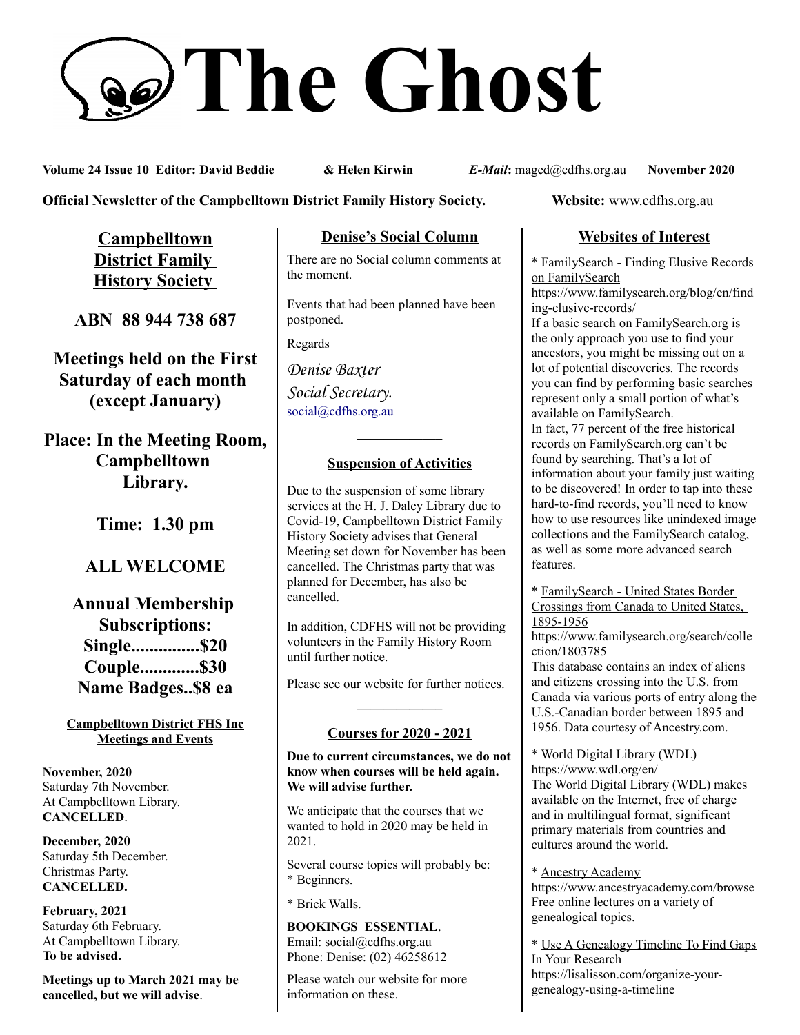# The Ghost

**Volume 24 Issue 10 Editor: David Beddie & Helen Kirwin** ***E-Mail*****:** maged@cdfhs.org.au **November 2020**

**Official Newsletter of the Campbelltown District Family History Society.** **Website:** www.cdfhs.org.au

## Campbelltown District Family History Society

**ABN 88 944 738 687**

**Meetings held on the First Saturday of each month (except January)**

**Place: In the Meeting Room, Campbelltown Library.**

**Time: 1.30 pm**

**ALL WELCOME**

**Annual Membership Subscriptions:**
**Single...............$20**
**Couple.............$30**
**Name Badges..$8 ea**

### Campbelltown District FHS Inc Meetings and Events

**November, 2020**
Saturday 7th November.
At Campbelltown Library.
**CANCELLED**.

**December, 2020**
Saturday 5th December.
Christmas Party.
**CANCELLED.**

**February, 2021**
Saturday 6th February.
At Campbelltown Library.
**To be advised.**

**Meetings up to March 2021 may be cancelled, but we will advise**.

## Denise's Social Column

There are no Social column comments at the moment.

Events that had been planned have been postponed.

Regards

*Denise Baxter*
*Social Secretary.*
social@cdfhs.org.au

---

## Suspension of Activities

Due to the suspension of some library services at the H. J. Daley Library due to Covid-19, Campbelltown District Family History Society advises that General Meeting set down for November has been cancelled. The Christmas party that was planned for December, has also be cancelled.

In addition, CDFHS will not be providing volunteers in the Family History Room until further notice.

Please see our website for further notices.

---

## Courses for 2020 - 2021

**Due to current circumstances, we do not know when courses will be held again. We will advise further.**

We anticipate that the courses that we wanted to hold in 2020 may be held in 2021.

Several course topics will probably be:
* Beginners.

* Brick Walls.

**BOOKINGS ESSENTIAL**.
Email: social@cdfhs.org.au
Phone: Denise: (02) 46258612

Please watch our website for more information on these.

## Websites of Interest

* FamilySearch - Finding Elusive Records on FamilySearch
https://www.familysearch.org/blog/en/finding-elusive-records/
If a basic search on FamilySearch.org is the only approach you use to find your ancestors, you might be missing out on a lot of potential discoveries. The records you can find by performing basic searches represent only a small portion of what's available on FamilySearch.
In fact, 77 percent of the free historical records on FamilySearch.org can't be found by searching. That's a lot of information about your family just waiting to be discovered! In order to tap into these hard-to-find records, you'll need to know how to use resources like unindexed image collections and the FamilySearch catalog, as well as some more advanced search features.

* FamilySearch - United States Border Crossings from Canada to United States, 1895-1956
https://www.familysearch.org/search/collection/1803785
This database contains an index of aliens and citizens crossing into the U.S. from Canada via various ports of entry along the U.S.-Canadian border between 1895 and 1956. Data courtesy of Ancestry.com.

* World Digital Library (WDL)
https://www.wdl.org/en/
The World Digital Library (WDL) makes available on the Internet, free of charge and in multilingual format, significant primary materials from countries and cultures around the world.

* Ancestry Academy
https://www.ancestryacademy.com/browse
Free online lectures on a variety of genealogical topics.

* Use A Genealogy Timeline To Find Gaps In Your Research
https://lisalisson.com/organize-your-genealogy-using-a-timeline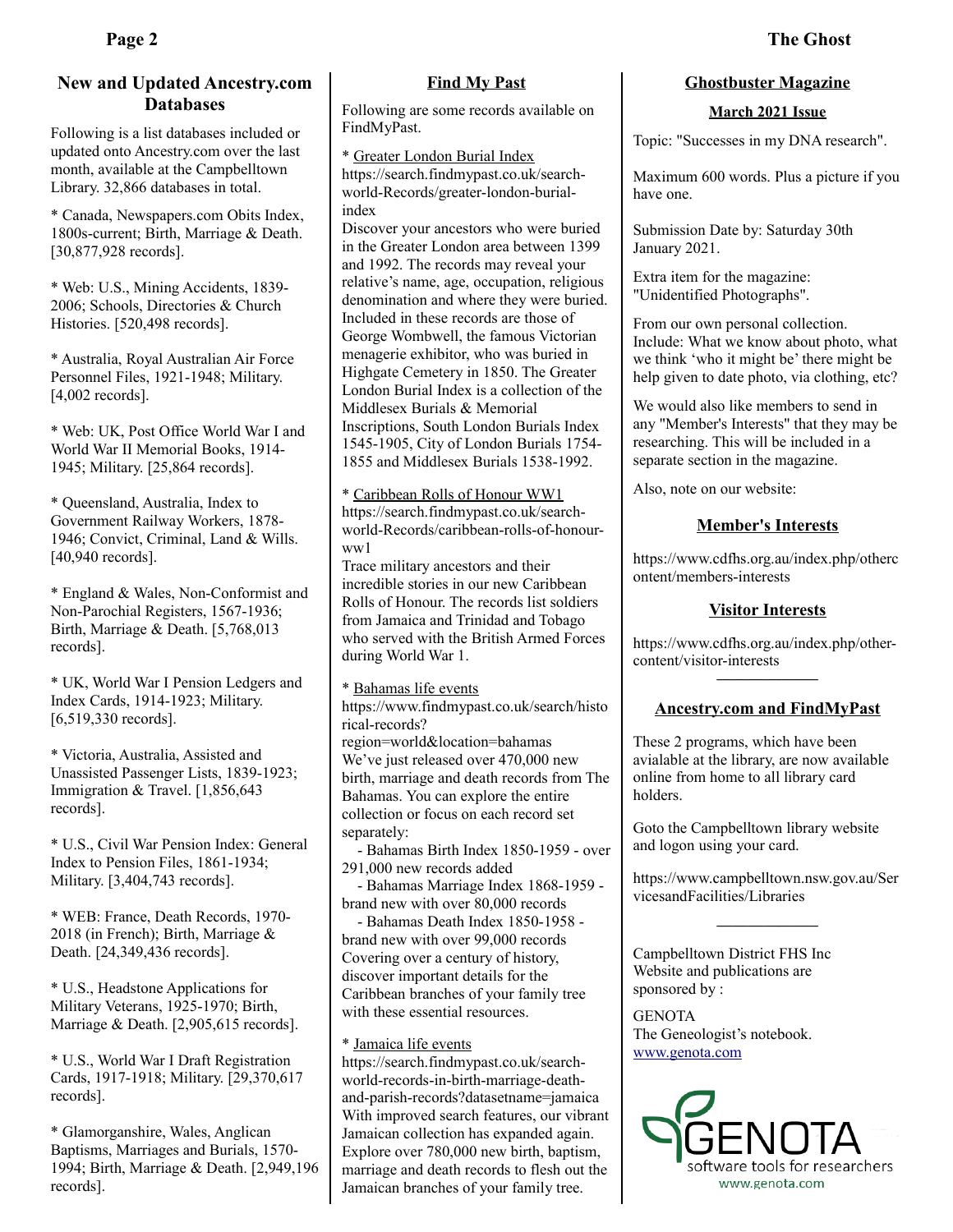## New and Updated Ancestry.com Databases

Following is a list databases included or updated onto Ancestry.com over the last month, available at the Campbelltown Library. 32,866 databases in total.

* Canada, Newspapers.com Obits Index, 1800s-current; Birth, Marriage & Death. [30,877,928 records].

* Web: U.S., Mining Accidents, 1839-2006; Schools, Directories & Church Histories. [520,498 records].

* Australia, Royal Australian Air Force Personnel Files, 1921-1948; Military. [4,002 records].

* Web: UK, Post Office World War I and World War II Memorial Books, 1914-1945; Military. [25,864 records].

* Queensland, Australia, Index to Government Railway Workers, 1878-1946; Convict, Criminal, Land & Wills. [40,940 records].

* England & Wales, Non-Conformist and Non-Parochial Registers, 1567-1936; Birth, Marriage & Death. [5,768,013 records].

* UK, World War I Pension Ledgers and Index Cards, 1914-1923; Military. [6,519,330 records].

* Victoria, Australia, Assisted and Unassisted Passenger Lists, 1839-1923; Immigration & Travel. [1,856,643 records].

* U.S., Civil War Pension Index: General Index to Pension Files, 1861-1934; Military. [3,404,743 records].

* WEB: France, Death Records, 1970-2018 (in French); Birth, Marriage & Death. [24,349,436 records].

* U.S., Headstone Applications for Military Veterans, 1925-1970; Birth, Marriage & Death. [2,905,615 records].

* U.S., World War I Draft Registration Cards, 1917-1918; Military. [29,370,617 records].

* Glamorganshire, Wales, Anglican Baptisms, Marriages and Burials, 1570-1994; Birth, Marriage & Death. [2,949,196 records].

## Find My Past

Following are some records available on FindMyPast.

* Greater London Burial Index
https://search.findmypast.co.uk/search-world-Records/greater-london-burial-index
Discover your ancestors who were buried in the Greater London area between 1399 and 1992. The records may reveal your relative's name, age, occupation, religious denomination and where they were buried. Included in these records are those of George Wombwell, the famous Victorian menagerie exhibitor, who was buried in Highgate Cemetery in 1850. The Greater London Burial Index is a collection of the Middlesex Burials & Memorial Inscriptions, South London Burials Index 1545-1905, City of London Burials 1754-1855 and Middlesex Burials 1538-1992.

* Caribbean Rolls of Honour WW1
https://search.findmypast.co.uk/search-world-Records/caribbean-rolls-of-honour-ww1
Trace military ancestors and their incredible stories in our new Caribbean Rolls of Honour. The records list soldiers from Jamaica and Trinidad and Tobago who served with the British Armed Forces during World War 1.

* Bahamas life events
https://www.findmypast.co.uk/search/historical-records?region=world&location=bahamas
We've just released over 470,000 new birth, marriage and death records from The Bahamas. You can explore the entire collection or focus on each record set separately:
- Bahamas Birth Index 1850-1959 - over 291,000 new records added
- Bahamas Marriage Index 1868-1959 - brand new with over 80,000 records
- Bahamas Death Index 1850-1958 - brand new with over 99,000 records

Covering over a century of history, discover important details for the Caribbean branches of your family tree with these essential resources.

* Jamaica life events
https://search.findmypast.co.uk/search-world-records-in-birth-marriage-death-and-parish-records?datasetname=jamaica
With improved search features, our vibrant Jamaican collection has expanded again. Explore over 780,000 new birth, baptism, marriage and death records to flesh out the Jamaican branches of your family tree.

## Ghostbuster Magazine

### March 2021 Issue

Topic: "Successes in my DNA research".

Maximum 600 words. Plus a picture if you have one.

Submission Date by: Saturday 30th January 2021.

Extra item for the magazine: "Unidentified Photographs".

From our own personal collection. Include: What we know about photo, what we think 'who it might be' there might be help given to date photo, via clothing, etc?

We would also like members to send in any "Member's Interests" that they may be researching. This will be included in a separate section in the magazine.

Also, note on our website:

### Member's Interests

https://www.cdfhs.org.au/index.php/othercontent/members-interests

### Visitor Interests

https://www.cdfhs.org.au/index.php/other-content/visitor-interests

---

## Ancestry.com and FindMyPast

These 2 programs, which have been avialable at the library, are now available online from home to all library card holders.

Goto the Campbelltown library website and logon using your card.

https://www.campbelltown.nsw.gov.au/ServicesandFacilities/Libraries

---

Campbelltown District FHS Inc Website and publications are sponsored by :

GENOTA
The Geneologist's notebook.
www.genota.com

GENOTA
software tools for researchers
www.genota.com